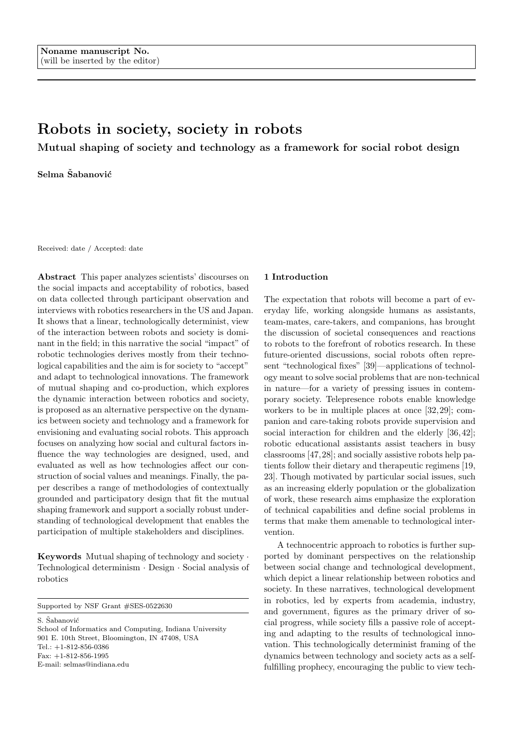Noname manuscript No.
(will be inserted by the editor)

# Robots in society, society in robots

## Mutual shaping of society and technology as a framework for social robot design

**Selma Šabanović**

Received: date / Accepted: date

**Abstract** This paper analyzes scientists' discourses on the social impacts and acceptability of robotics, based on data collected through participant observation and interviews with robotics researchers in the US and Japan. It shows that a linear, technologically determinist view of the interaction between robots and society is dominant in the field; in this narrative the social "impact" of robotic technologies derives mostly from their technological capabilities and the aim is for society to "accept" and adapt to technological innovations. The framework of mutual shaping and co-production, which explores the dynamic interaction between robotics and society, is proposed as an alternative perspective on the dynamics between society and technology and a framework for envisioning and evaluating social robots. This approach focuses on analyzing how social and cultural factors influence the way technologies are designed, used, and evaluated as well as how technologies affect our construction of social values and meanings. Finally, the paper describes a range of methodologies of contextually grounded and participatory design that fit the mutual shaping framework and support a socially robust understanding of technological development that enables the participation of multiple stakeholders and disciplines.

**Keywords** Mutual shaping of technology and society · Technological determinism · Design · Social analysis of robotics

Supported by NSF Grant #SES-0522630

S. Šabanović
School of Informatics and Computing, Indiana University
901 E. 10th Street, Bloomington, IN 47408, USA
Tel.: +1-812-856-0386
Fax: +1-812-856-1995
E-mail: selmas@indiana.edu

## 1 Introduction

The expectation that robots will become a part of everyday life, working alongside humans as assistants, team-mates, care-takers, and companions, has brought the discussion of societal consequences and reactions to robots to the forefront of robotics research. In these future-oriented discussions, social robots often represent "technological fixes" [39]—applications of technology meant to solve social problems that are non-technical in nature—for a variety of pressing issues in contemporary society. Telepresence robots enable knowledge workers to be in multiple places at once [32,29]; companion and care-taking robots provide supervision and social interaction for children and the elderly [36,42]; robotic educational assistants assist teachers in busy classrooms [47,28]; and socially assistive robots help patients follow their dietary and therapeutic regimens [19, 23]. Though motivated by particular social issues, such as an increasing elderly population or the globalization of work, these research aims emphasize the exploration of technical capabilities and define social problems in terms that make them amenable to technological intervention.

A technocentric approach to robotics is further supported by dominant perspectives on the relationship between social change and technological development, which depict a linear relationship between robotics and society. In these narratives, technological development in robotics, led by experts from academia, industry, and government, figures as the primary driver of social progress, while society fills a passive role of accepting and adapting to the results of technological innovation. This technologically determinist framing of the dynamics between technology and society acts as a self-fulfilling prophecy, encouraging the public to view tech-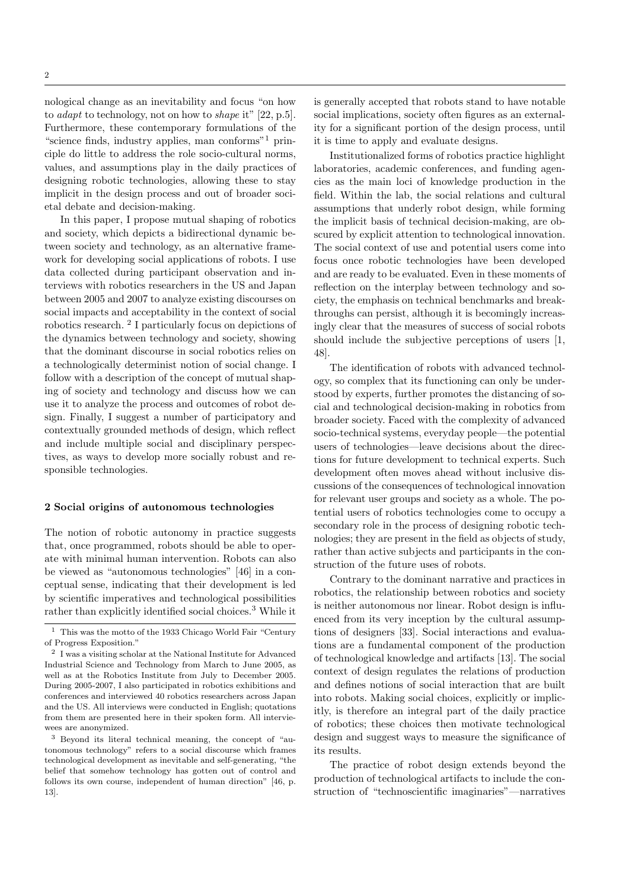nological change as an inevitability and focus "on how to *adapt* to technology, not on how to *shape* it" [22, p.5]. Furthermore, these contemporary formulations of the "science finds, industry applies, man conforms"[1] principle do little to address the role socio-cultural norms, values, and assumptions play in the daily practices of designing robotic technologies, allowing these to stay implicit in the design process and out of broader societal debate and decision-making.

In this paper, I propose mutual shaping of robotics and society, which depicts a bidirectional dynamic between society and technology, as an alternative framework for developing social applications of robots. I use data collected during participant observation and interviews with robotics researchers in the US and Japan between 2005 and 2007 to analyze existing discourses on social impacts and acceptability in the context of social robotics research. [2] I particularly focus on depictions of the dynamics between technology and society, showing that the dominant discourse in social robotics relies on a technologically determinist notion of social change. I follow with a description of the concept of mutual shaping of society and technology and discuss how we can use it to analyze the process and outcomes of robot design. Finally, I suggest a number of participatory and contextually grounded methods of design, which reflect and include multiple social and disciplinary perspectives, as ways to develop more socially robust and responsible technologies.

## 2 Social origins of autonomous technologies

The notion of robotic autonomy in practice suggests that, once programmed, robots should be able to operate with minimal human intervention. Robots can also be viewed as "autonomous technologies" [46] in a conceptual sense, indicating that their development is led by scientific imperatives and technological possibilities rather than explicitly identified social choices.[3] While it is generally accepted that robots stand to have notable social implications, society often figures as an externality for a significant portion of the design process, until it is time to apply and evaluate designs.

Institutionalized forms of robotics practice highlight laboratories, academic conferences, and funding agencies as the main loci of knowledge production in the field. Within the lab, the social relations and cultural assumptions that underly robot design, while forming the implicit basis of technical decision-making, are obscured by explicit attention to technological innovation. The social context of use and potential users come into focus once robotic technologies have been developed and are ready to be evaluated. Even in these moments of reflection on the interplay between technology and society, the emphasis on technical benchmarks and breakthroughs can persist, although it is becomingly increasingly clear that the measures of success of social robots should include the subjective perceptions of users [1, 48].

The identification of robots with advanced technology, so complex that its functioning can only be understood by experts, further promotes the distancing of social and technological decision-making in robotics from broader society. Faced with the complexity of advanced socio-technical systems, everyday people—the potential users of technologies—leave decisions about the directions for future development to technical experts. Such development often moves ahead without inclusive discussions of the consequences of technological innovation for relevant user groups and society as a whole. The potential users of robotics technologies come to occupy a secondary role in the process of designing robotic technologies; they are present in the field as objects of study, rather than active subjects and participants in the construction of the future uses of robots.

Contrary to the dominant narrative and practices in robotics, the relationship between robotics and society is neither autonomous nor linear. Robot design is influenced from its very inception by the cultural assumptions of designers [33]. Social interactions and evaluations are a fundamental component of the production of technological knowledge and artifacts [13]. The social context of design regulates the relations of production and defines notions of social interaction that are built into robots. Making social choices, explicitly or implicitly, is therefore an integral part of the daily practice of robotics; these choices then motivate technological design and suggest ways to measure the significance of its results.

The practice of robot design extends beyond the production of technological artifacts to include the construction of "technoscientific imaginaries"—narratives

[1] This was the motto of the 1933 Chicago World Fair "Century of Progress Exposition."

[2] I was a visiting scholar at the National Institute for Advanced Industrial Science and Technology from March to June 2005, as well as at the Robotics Institute from July to December 2005. During 2005-2007, I also participated in robotics exhibitions and conferences and interviewed 40 robotics researchers across Japan and the US. All interviews were conducted in English; quotations from them are presented here in their spoken form. All interviewees are anonymized.

[3] Beyond its literal technical meaning, the concept of "autonomous technology" refers to a social discourse which frames technological development as inevitable and self-generating, "the belief that somehow technology has gotten out of control and follows its own course, independent of human direction" [46, p. 13].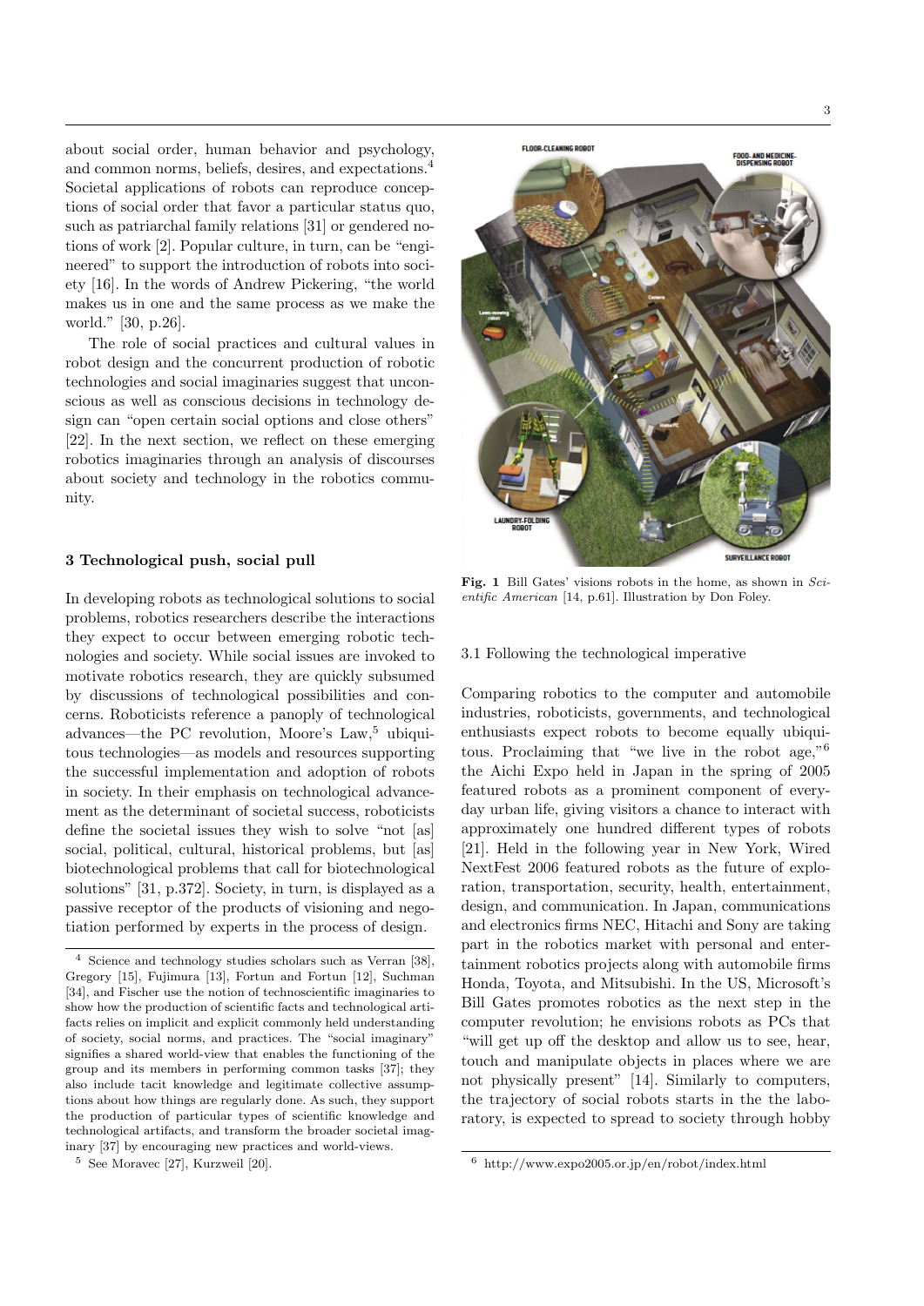about social order, human behavior and psychology, and common norms, beliefs, desires, and expectations.[4] Societal applications of robots can reproduce conceptions of social order that favor a particular status quo, such as patriarchal family relations [31] or gendered notions of work [2]. Popular culture, in turn, can be "engineered" to support the introduction of robots into society [16]. In the words of Andrew Pickering, "the world makes us in one and the same process as we make the world." [30, p.26].

The role of social practices and cultural values in robot design and the concurrent production of robotic technologies and social imaginaries suggest that unconscious as well as conscious decisions in technology design can "open certain social options and close others" [22]. In the next section, we reflect on these emerging robotics imaginaries through an analysis of discourses about society and technology in the robotics community.

## 3 Technological push, social pull

In developing robots as technological solutions to social problems, robotics researchers describe the interactions they expect to occur between emerging robotic technologies and society. While social issues are invoked to motivate robotics research, they are quickly subsumed by discussions of technological possibilities and concerns. Roboticists reference a panoply of technological advances—the PC revolution, Moore's Law,[5] ubiquitous technologies—as models and resources supporting the successful implementation and adoption of robots in society. In their emphasis on technological advancement as the determinant of societal success, roboticists define the societal issues they wish to solve "not [as] social, political, cultural, historical problems, but [as] biotechnological problems that call for biotechnological solutions" [31, p.372]. Society, in turn, is displayed as a passive receptor of the products of visioning and negotiation performed by experts in the process of design.

**Fig. 1** Bill Gates' visions robots in the home, as shown in *Scientific American* [14, p.61]. Illustration by Don Foley.

### 3.1 Following the technological imperative

Comparing robotics to the computer and automobile industries, roboticists, governments, and technological enthusiasts expect robots to become equally ubiquitous. Proclaiming that "we live in the robot age,"[6] the Aichi Expo held in Japan in the spring of 2005 featured robots as a prominent component of everyday urban life, giving visitors a chance to interact with approximately one hundred different types of robots [21]. Held in the following year in New York, Wired NextFest 2006 featured robots as the future of exploration, transportation, security, health, entertainment, design, and communication. In Japan, communications and electronics firms NEC, Hitachi and Sony are taking part in the robotics market with personal and entertainment robotics projects along with automobile firms Honda, Toyota, and Mitsubishi. In the US, Microsoft's Bill Gates promotes robotics as the next step in the computer revolution; he envisions robots as PCs that "will get up off the desktop and allow us to see, hear, touch and manipulate objects in places where we are not physically present" [14]. Similarly to computers, the trajectory of social robots starts in the the laboratory, is expected to spread to society through hobby

---

[4] Science and technology studies scholars such as Verran [38], Gregory [15], Fujimura [13], Fortun and Fortun [12], Suchman [34], and Fischer use the notion of technoscientific imaginaries to show how the production of scientific facts and technological artifacts relies on implicit and explicit commonly held understanding of society, social norms, and practices. The "social imaginary" signifies a shared world-view that enables the functioning of the group and its members in performing common tasks [37]; they also include tacit knowledge and legitimate collective assumptions about how things are regularly done. As such, they support the production of particular types of scientific knowledge and technological artifacts, and transform the broader societal imaginary [37] by encouraging new practices and world-views.

[5] See Moravec [27], Kurzweil [20].

[6] http://www.expo2005.or.jp/en/robot/index.html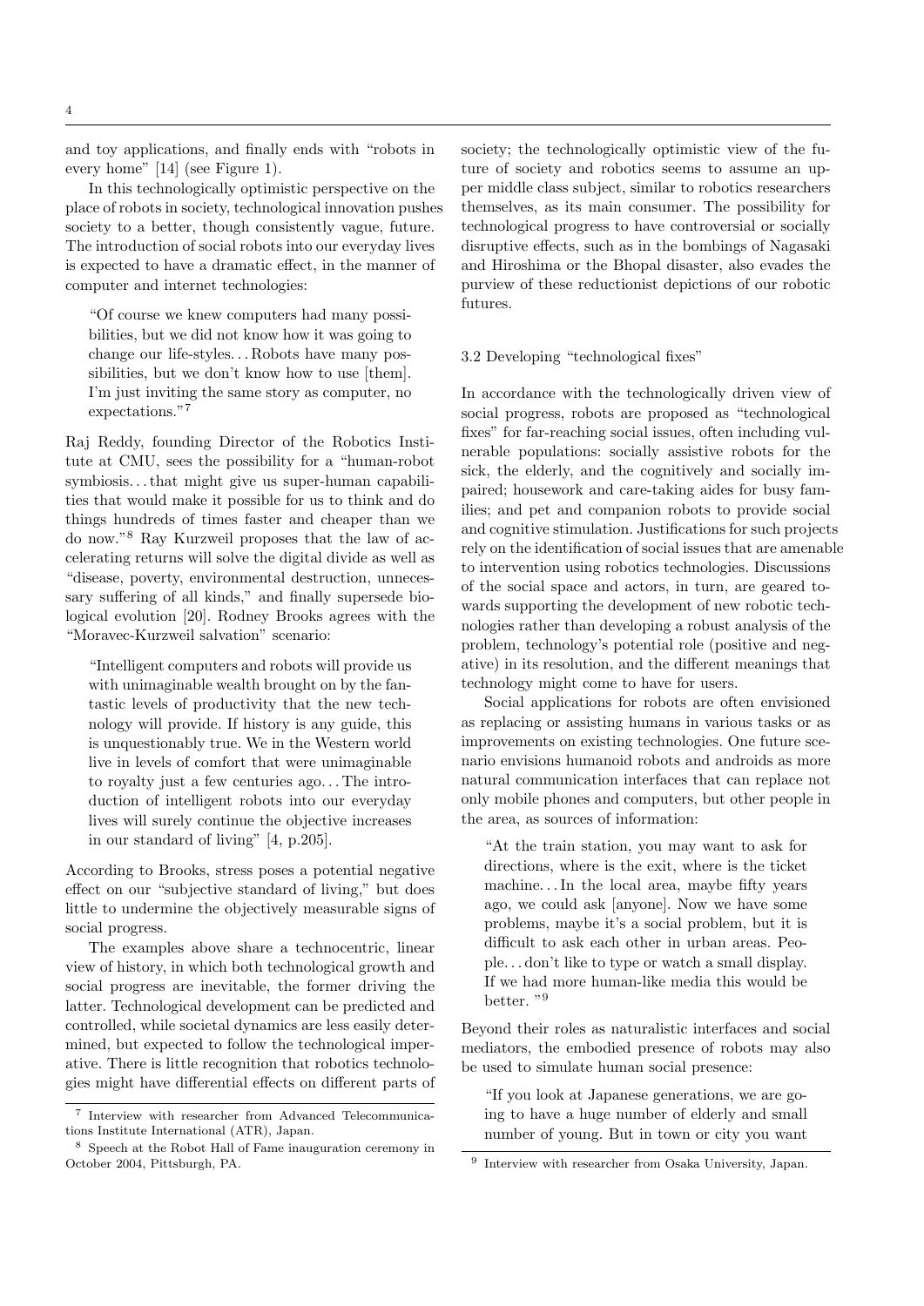and toy applications, and finally ends with "robots in every home" [14] (see Figure 1).

In this technologically optimistic perspective on the place of robots in society, technological innovation pushes society to a better, though consistently vague, future. The introduction of social robots into our everyday lives is expected to have a dramatic effect, in the manner of computer and internet technologies:

> "Of course we knew computers had many possibilities, but we did not know how it was going to change our life-styles. . . Robots have many possibilities, but we don't know how to use [them]. I'm just inviting the same story as computer, no expectations."[7]

Raj Reddy, founding Director of the Robotics Institute at CMU, sees the possibility for a "human-robot symbiosis. . . that might give us super-human capabilities that would make it possible for us to think and do things hundreds of times faster and cheaper than we do now."[8] Ray Kurzweil proposes that the law of accelerating returns will solve the digital divide as well as "disease, poverty, environmental destruction, unnecessary suffering of all kinds," and finally supersede biological evolution [20]. Rodney Brooks agrees with the "Moravec-Kurzweil salvation" scenario:

> "Intelligent computers and robots will provide us with unimaginable wealth brought on by the fantastic levels of productivity that the new technology will provide. If history is any guide, this is unquestionably true. We in the Western world live in levels of comfort that were unimaginable to royalty just a few centuries ago. . . The introduction of intelligent robots into our everyday lives will surely continue the objective increases in our standard of living" [4, p.205].

According to Brooks, stress poses a potential negative effect on our "subjective standard of living," but does little to undermine the objectively measurable signs of social progress.

The examples above share a technocentric, linear view of history, in which both technological growth and social progress are inevitable, the former driving the latter. Technological development can be predicted and controlled, while societal dynamics are less easily determined, but expected to follow the technological imperative. There is little recognition that robotics technologies might have differential effects on different parts of society; the technologically optimistic view of the future of society and robotics seems to assume an upper middle class subject, similar to robotics researchers themselves, as its main consumer. The possibility for technological progress to have controversial or socially disruptive effects, such as in the bombings of Nagasaki and Hiroshima or the Bhopal disaster, also evades the purview of these reductionist depictions of our robotic futures.

### 3.2 Developing "technological fixes"

In accordance with the technologically driven view of social progress, robots are proposed as "technological fixes" for far-reaching social issues, often including vulnerable populations: socially assistive robots for the sick, the elderly, and the cognitively and socially impaired; housework and care-taking aides for busy families; and pet and companion robots to provide social and cognitive stimulation. Justifications for such projects rely on the identification of social issues that are amenable to intervention using robotics technologies. Discussions of the social space and actors, in turn, are geared towards supporting the development of new robotic technologies rather than developing a robust analysis of the problem, technology's potential role (positive and negative) in its resolution, and the different meanings that technology might come to have for users.

Social applications for robots are often envisioned as replacing or assisting humans in various tasks or as improvements on existing technologies. One future scenario envisions humanoid robots and androids as more natural communication interfaces that can replace not only mobile phones and computers, but other people in the area, as sources of information:

> "At the train station, you may want to ask for directions, where is the exit, where is the ticket machine. . . In the local area, maybe fifty years ago, we could ask [anyone]. Now we have some problems, maybe it's a social problem, but it is difficult to ask each other in urban areas. People. . . don't like to type or watch a small display. If we had more human-like media this would be better. "[9]

Beyond their roles as naturalistic interfaces and social mediators, the embodied presence of robots may also be used to simulate human social presence:

> "If you look at Japanese generations, we are going to have a huge number of elderly and small number of young. But in town or city you want

---

[7] Interview with researcher from Advanced Telecommunications Institute International (ATR), Japan.

[8] Speech at the Robot Hall of Fame inauguration ceremony in October 2004, Pittsburgh, PA.

[9] Interview with researcher from Osaka University, Japan.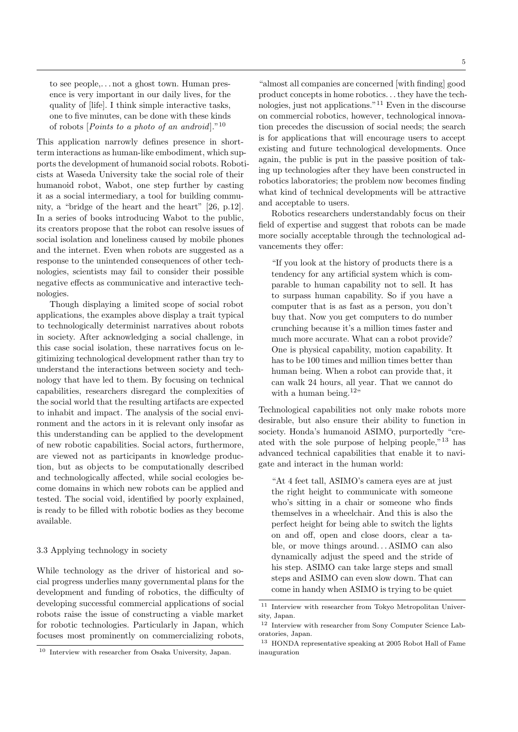to see people,... not a ghost town. Human presence is very important in our daily lives, for the quality of [life]. I think simple interactive tasks, one to five minutes, can be done with these kinds of robots [*Points to a photo of an android*]."[10]

This application narrowly defines presence in short-term interactions as human-like embodiment, which supports the development of humanoid social robots. Roboticists at Waseda University take the social role of their humanoid robot, Wabot, one step further by casting it as a social intermediary, a tool for building community, a "bridge of the heart and the heart" [26, p.12]. In a series of books introducing Wabot to the public, its creators propose that the robot can resolve issues of social isolation and loneliness caused by mobile phones and the internet. Even when robots are suggested as a response to the unintended consequences of other technologies, scientists may fail to consider their possible negative effects as communicative and interactive technologies.

Though displaying a limited scope of social robot applications, the examples above display a trait typical to technologically determinist narratives about robots in society. After acknowledging a social challenge, in this case social isolation, these narratives focus on legitimizing technological development rather than try to understand the interactions between society and technology that have led to them. By focusing on technical capabilities, researchers disregard the complexities of the social world that the resulting artifacts are expected to inhabit and impact. The analysis of the social environment and the actors in it is relevant only insofar as this understanding can be applied to the development of new robotic capabilities. Social actors, furthermore, are viewed not as participants in knowledge production, but as objects to be computationally described and technologically affected, while social ecologies become domains in which new robots can be applied and tested. The social void, identified by poorly explained, is ready to be filled with robotic bodies as they become available.

### 3.3 Applying technology in society

While technology as the driver of historical and social progress underlies many governmental plans for the development and funding of robotics, the difficulty of developing successful commercial applications of social robots raise the issue of constructing a viable market for robotic technologies. Particularly in Japan, which focuses most prominently on commercializing robots, "almost all companies are concerned [with finding] good product concepts in home robotics... they have the technologies, just not applications."[11] Even in the discourse on commercial robotics, however, technological innovation precedes the discussion of social needs; the search is for applications that will encourage users to accept existing and future technological developments. Once again, the public is put in the passive position of taking up technologies after they have been constructed in robotics laboratories; the problem now becomes finding what kind of technical developments will be attractive and acceptable to users.

Robotics researchers understandably focus on their field of expertise and suggest that robots can be made more socially acceptable through the technological advancements they offer:

"If you look at the history of products there is a tendency for any artificial system which is comparable to human capability not to sell. It has to surpass human capability. So if you have a computer that is as fast as a person, you don't buy that. Now you get computers to do number crunching because it's a million times faster and much more accurate. What can a robot provide? One is physical capability, motion capability. It has to be 100 times and million times better than human being. When a robot can provide that, it can walk 24 hours, all year. That we cannot do with a human being.[12]"

Technological capabilities not only make robots more desirable, but also ensure their ability to function in society. Honda's humanoid ASIMO, purportedly "created with the sole purpose of helping people,"[13] has advanced technical capabilities that enable it to navigate and interact in the human world:

"At 4 feet tall, ASIMO's camera eyes are at just the right height to communicate with someone who's sitting in a chair or someone who finds themselves in a wheelchair. And this is also the perfect height for being able to switch the lights on and off, open and close doors, clear a table, or move things around... ASIMO can also dynamically adjust the speed and the stride of his step. ASIMO can take large steps and small steps and ASIMO can even slow down. That can come in handy when ASIMO is trying to be quiet

[10] Interview with researcher from Osaka University, Japan.

[11] Interview with researcher from Tokyo Metropolitan University, Japan.

[12] Interview with researcher from Sony Computer Science Laboratories, Japan.

[13] HONDA representative speaking at 2005 Robot Hall of Fame inauguration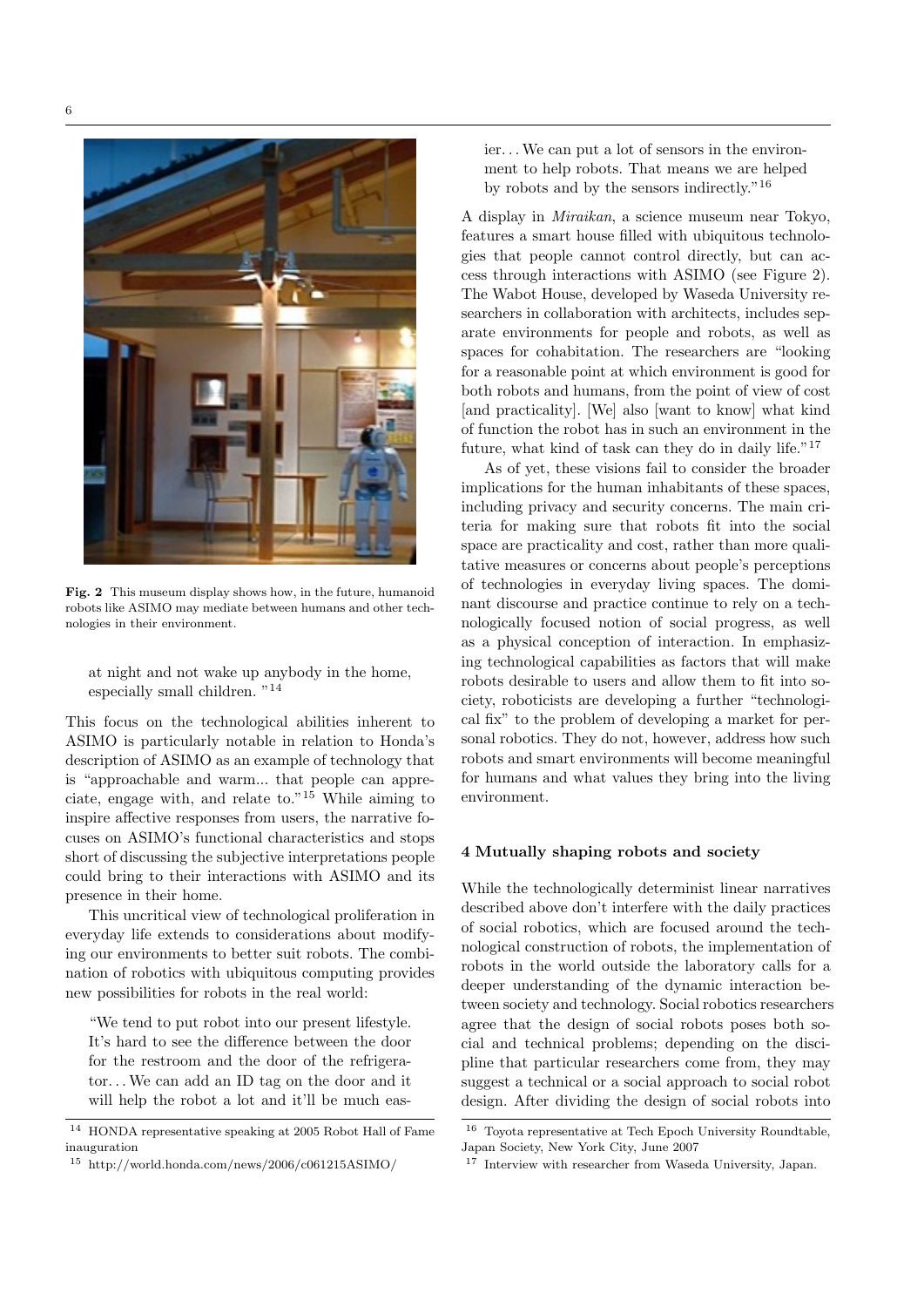Fig. 2 This museum display shows how, in the future, humanoid robots like ASIMO may mediate between humans and other technologies in their environment.

> at night and not wake up anybody in the home, especially small children. "[14]

This focus on the technological abilities inherent to ASIMO is particularly notable in relation to Honda's description of ASIMO as an example of technology that is "approachable and warm... that people can appreciate, engage with, and relate to."[15] While aiming to inspire affective responses from users, the narrative focuses on ASIMO's functional characteristics and stops short of discussing the subjective interpretations people could bring to their interactions with ASIMO and its presence in their home.

This uncritical view of technological proliferation in everyday life extends to considerations about modifying our environments to better suit robots. The combination of robotics with ubiquitous computing provides new possibilities for robots in the real world:

> "We tend to put robot into our present lifestyle. It's hard to see the difference between the door for the restroom and the door of the refrigerator... We can add an ID tag on the door and it will help the robot a lot and it'll be much easier... We can put a lot of sensors in the environment to help robots. That means we are helped by robots and by the sensors indirectly."[16]

A display in *Miraikan*, a science museum near Tokyo, features a smart house filled with ubiquitous technologies that people cannot control directly, but can access through interactions with ASIMO (see Figure 2). The Wabot House, developed by Waseda University researchers in collaboration with architects, includes separate environments for people and robots, as well as spaces for cohabitation. The researchers are "looking for a reasonable point at which environment is good for both robots and humans, from the point of view of cost [and practicality]. [We] also [want to know] what kind of function the robot has in such an environment in the future, what kind of task can they do in daily life."[17]

As of yet, these visions fail to consider the broader implications for the human inhabitants of these spaces, including privacy and security concerns. The main criteria for making sure that robots fit into the social space are practicality and cost, rather than more qualitative measures or concerns about people's perceptions of technologies in everyday living spaces. The dominant discourse and practice continue to rely on a technologically focused notion of social progress, as well as a physical conception of interaction. In emphasizing technological capabilities as factors that will make robots desirable to users and allow them to fit into society, roboticists are developing a further "technological fix" to the problem of developing a market for personal robotics. They do not, however, address how such robots and smart environments will become meaningful for humans and what values they bring into the living environment.

## 4 Mutually shaping robots and society

While the technologically determinist linear narratives described above don't interfere with the daily practices of social robotics, which are focused around the technological construction of robots, the implementation of robots in the world outside the laboratory calls for a deeper understanding of the dynamic interaction between society and technology. Social robotics researchers agree that the design of social robots poses both social and technical problems; depending on the discipline that particular researchers come from, they may suggest a technical or a social approach to social robot design. After dividing the design of social robots into

[14] HONDA representative speaking at 2005 Robot Hall of Fame inauguration

[15] http://world.honda.com/news/2006/c061215ASIMO/

[16] Toyota representative at Tech Epoch University Roundtable, Japan Society, New York City, June 2007

[17] Interview with researcher from Waseda University, Japan.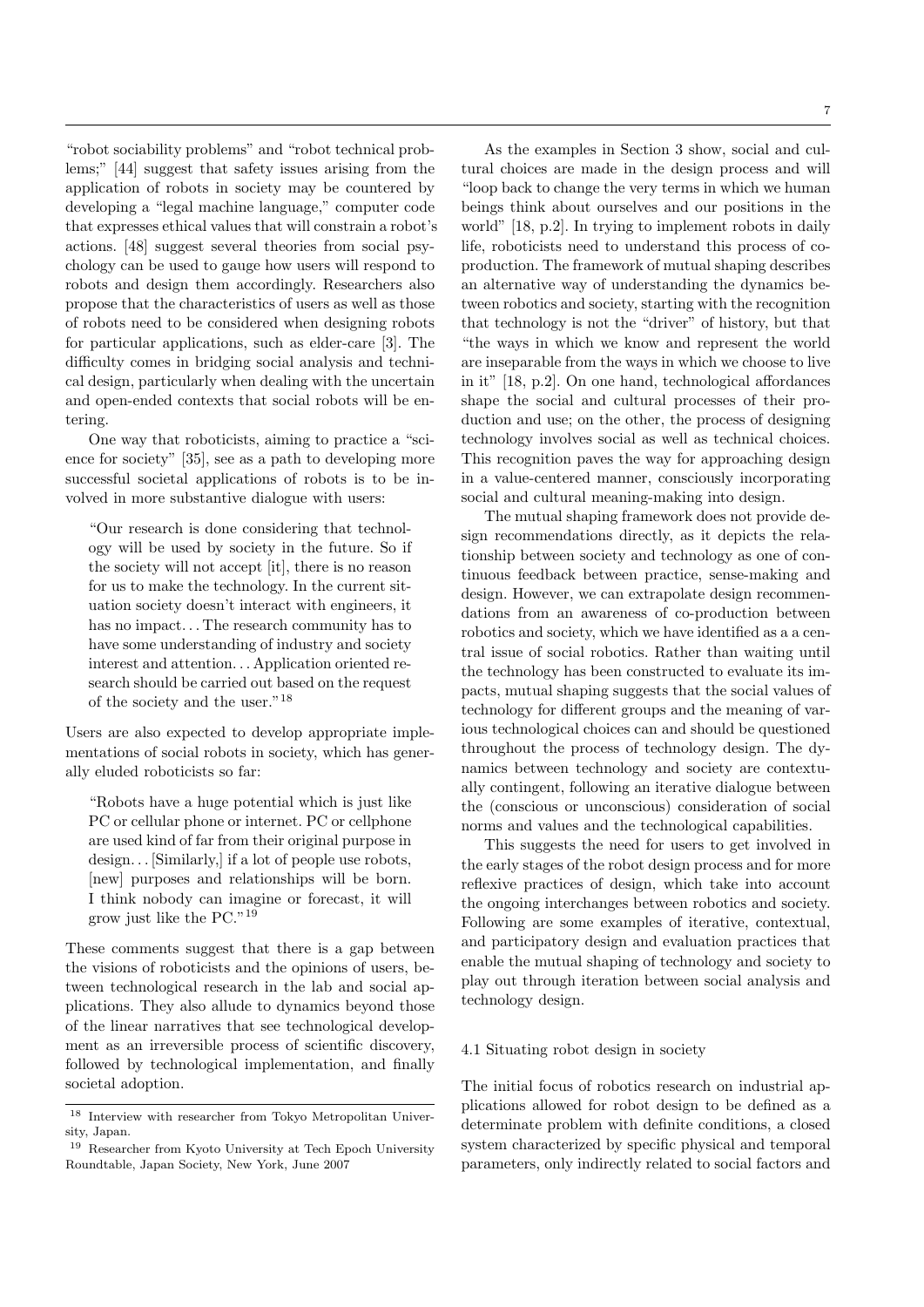"robot sociability problems" and "robot technical problems;" [44] suggest that safety issues arising from the application of robots in society may be countered by developing a "legal machine language," computer code that expresses ethical values that will constrain a robot's actions. [48] suggest several theories from social psychology can be used to gauge how users will respond to robots and design them accordingly. Researchers also propose that the characteristics of users as well as those of robots need to be considered when designing robots for particular applications, such as elder-care [3]. The difficulty comes in bridging social analysis and technical design, particularly when dealing with the uncertain and open-ended contexts that social robots will be entering.

One way that roboticists, aiming to practice a "science for society" [35], see as a path to developing more successful societal applications of robots is to be involved in more substantive dialogue with users:

> "Our research is done considering that technology will be used by society in the future. So if the society will not accept [it], there is no reason for us to make the technology. In the current situation society doesn't interact with engineers, it has no impact. . . The research community has to have some understanding of industry and society interest and attention. . . Application oriented research should be carried out based on the request of the society and the user."[18]

Users are also expected to develop appropriate implementations of social robots in society, which has generally eluded roboticists so far:

> "Robots have a huge potential which is just like PC or cellular phone or internet. PC or cellphone are used kind of far from their original purpose in design. . . [Similarly,] if a lot of people use robots, [new] purposes and relationships will be born. I think nobody can imagine or forecast, it will grow just like the PC."[19]

These comments suggest that there is a gap between the visions of roboticists and the opinions of users, between technological research in the lab and social applications. They also allude to dynamics beyond those of the linear narratives that see technological development as an irreversible process of scientific discovery, followed by technological implementation, and finally societal adoption.

As the examples in Section 3 show, social and cultural choices are made in the design process and will "loop back to change the very terms in which we human beings think about ourselves and our positions in the world" [18, p.2]. In trying to implement robots in daily life, roboticists need to understand this process of co-production. The framework of mutual shaping describes an alternative way of understanding the dynamics between robotics and society, starting with the recognition that technology is not the "driver" of history, but that "the ways in which we know and represent the world are inseparable from the ways in which we choose to live in it" [18, p.2]. On one hand, technological affordances shape the social and cultural processes of their production and use; on the other, the process of designing technology involves social as well as technical choices. This recognition paves the way for approaching design in a value-centered manner, consciously incorporating social and cultural meaning-making into design.

The mutual shaping framework does not provide design recommendations directly, as it depicts the relationship between society and technology as one of continuous feedback between practice, sense-making and design. However, we can extrapolate design recommendations from an awareness of co-production between robotics and society, which we have identified as a a central issue of social robotics. Rather than waiting until the technology has been constructed to evaluate its impacts, mutual shaping suggests that the social values of technology for different groups and the meaning of various technological choices can and should be questioned throughout the process of technology design. The dynamics between technology and society are contextually contingent, following an iterative dialogue between the (conscious or unconscious) consideration of social norms and values and the technological capabilities.

This suggests the need for users to get involved in the early stages of the robot design process and for more reflexive practices of design, which take into account the ongoing interchanges between robotics and society. Following are some examples of iterative, contextual, and participatory design and evaluation practices that enable the mutual shaping of technology and society to play out through iteration between social analysis and technology design.

### 4.1 Situating robot design in society

The initial focus of robotics research on industrial applications allowed for robot design to be defined as a determinate problem with definite conditions, a closed system characterized by specific physical and temporal parameters, only indirectly related to social factors and

---

[18] Interview with researcher from Tokyo Metropolitan University, Japan.

[19] Researcher from Kyoto University at Tech Epoch University Roundtable, Japan Society, New York, June 2007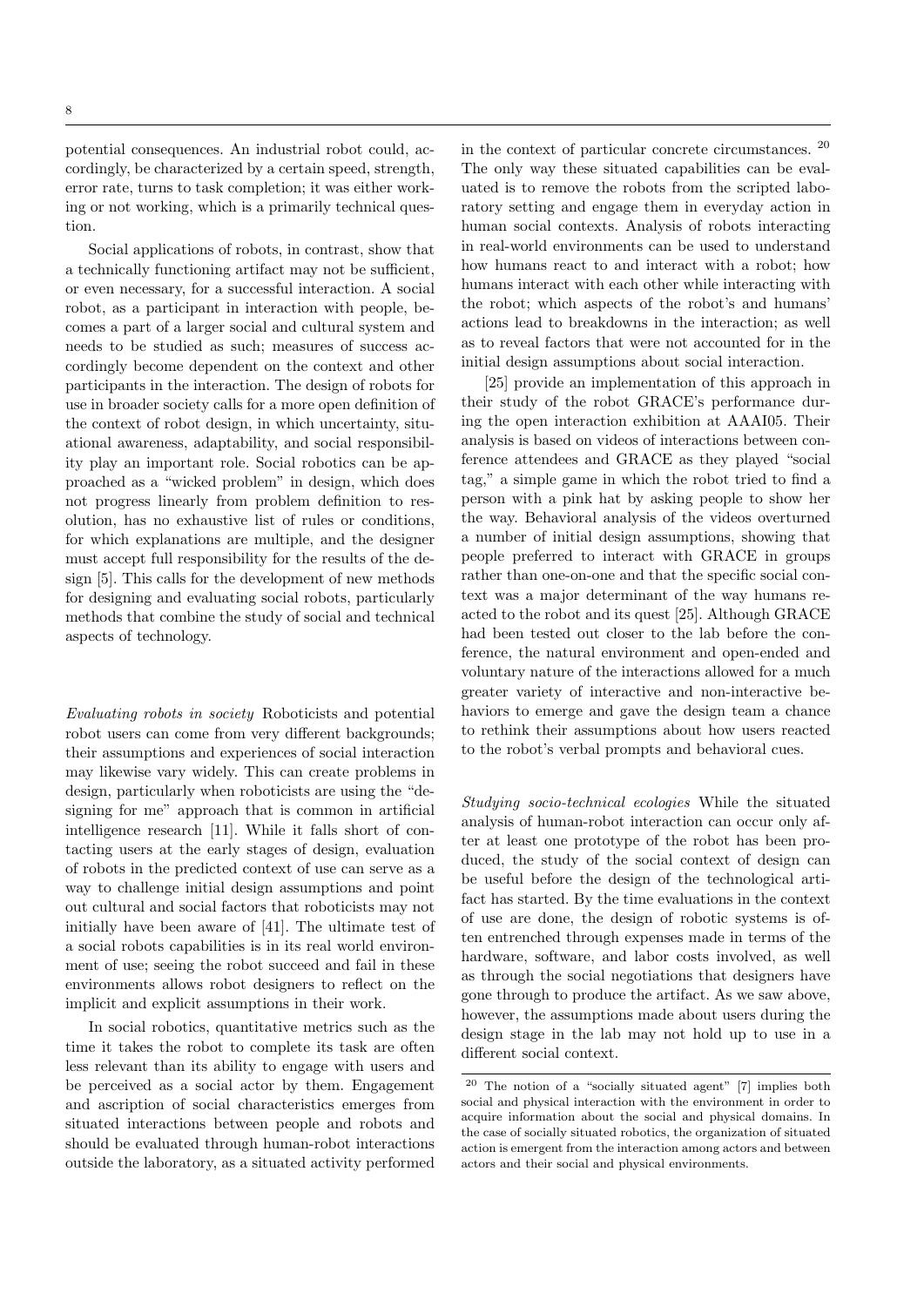potential consequences. An industrial robot could, accordingly, be characterized by a certain speed, strength, error rate, turns to task completion; it was either working or not working, which is a primarily technical question.

Social applications of robots, in contrast, show that a technically functioning artifact may not be sufficient, or even necessary, for a successful interaction. A social robot, as a participant in interaction with people, becomes a part of a larger social and cultural system and needs to be studied as such; measures of success accordingly become dependent on the context and other participants in the interaction. The design of robots for use in broader society calls for a more open definition of the context of robot design, in which uncertainty, situational awareness, adaptability, and social responsibility play an important role. Social robotics can be approached as a "wicked problem" in design, which does not progress linearly from problem definition to resolution, has no exhaustive list of rules or conditions, for which explanations are multiple, and the designer must accept full responsibility for the results of the design [5]. This calls for the development of new methods for designing and evaluating social robots, particularly methods that combine the study of social and technical aspects of technology.

*Evaluating robots in society* Roboticists and potential robot users can come from very different backgrounds; their assumptions and experiences of social interaction may likewise vary widely. This can create problems in design, particularly when roboticists are using the "designing for me" approach that is common in artificial intelligence research [11]. While it falls short of contacting users at the early stages of design, evaluation of robots in the predicted context of use can serve as a way to challenge initial design assumptions and point out cultural and social factors that roboticists may not initially have been aware of [41]. The ultimate test of a social robots capabilities is in its real world environment of use; seeing the robot succeed and fail in these environments allows robot designers to reflect on the implicit and explicit assumptions in their work.

In social robotics, quantitative metrics such as the time it takes the robot to complete its task are often less relevant than its ability to engage with users and be perceived as a social actor by them. Engagement and ascription of social characteristics emerges from situated interactions between people and robots and should be evaluated through human-robot interactions outside the laboratory, as a situated activity performed in the context of particular concrete circumstances. [20] The only way these situated capabilities can be evaluated is to remove the robots from the scripted laboratory setting and engage them in everyday action in human social contexts. Analysis of robots interacting in real-world environments can be used to understand how humans react to and interact with a robot; how humans interact with each other while interacting with the robot; which aspects of the robot's and humans' actions lead to breakdowns in the interaction; as well as to reveal factors that were not accounted for in the initial design assumptions about social interaction.

[25] provide an implementation of this approach in their study of the robot GRACE's performance during the open interaction exhibition at AAAI05. Their analysis is based on videos of interactions between conference attendees and GRACE as they played "social tag," a simple game in which the robot tried to find a person with a pink hat by asking people to show her the way. Behavioral analysis of the videos overturned a number of initial design assumptions, showing that people preferred to interact with GRACE in groups rather than one-on-one and that the specific social context was a major determinant of the way humans reacted to the robot and its quest [25]. Although GRACE had been tested out closer to the lab before the conference, the natural environment and open-ended and voluntary nature of the interactions allowed for a much greater variety of interactive and non-interactive behaviors to emerge and gave the design team a chance to rethink their assumptions about how users reacted to the robot's verbal prompts and behavioral cues.

*Studying socio-technical ecologies* While the situated analysis of human-robot interaction can occur only after at least one prototype of the robot has been produced, the study of the social context of design can be useful before the design of the technological artifact has started. By the time evaluations in the context of use are done, the design of robotic systems is often entrenched through expenses made in terms of the hardware, software, and labor costs involved, as well as through the social negotiations that designers have gone through to produce the artifact. As we saw above, however, the assumptions made about users during the design stage in the lab may not hold up to use in a different social context.

[20] The notion of a "socially situated agent" [7] implies both social and physical interaction with the environment in order to acquire information about the social and physical domains. In the case of socially situated robotics, the organization of situated action is emergent from the interaction among actors and between actors and their social and physical environments.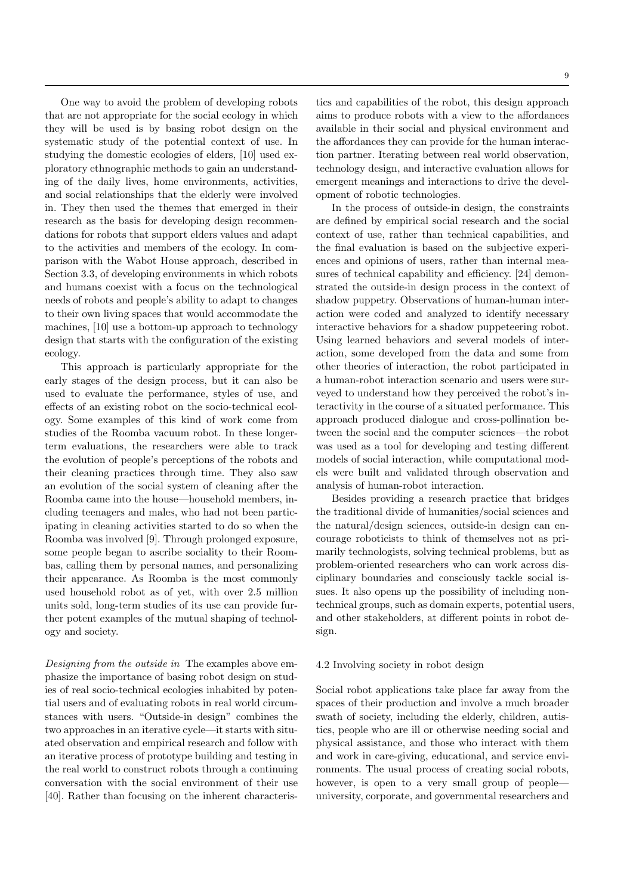One way to avoid the problem of developing robots that are not appropriate for the social ecology in which they will be used is by basing robot design on the systematic study of the potential context of use. In studying the domestic ecologies of elders, [10] used exploratory ethnographic methods to gain an understanding of the daily lives, home environments, activities, and social relationships that the elderly were involved in. They then used the themes that emerged in their research as the basis for developing design recommendations for robots that support elders values and adapt to the activities and members of the ecology. In comparison with the Wabot House approach, described in Section 3.3, of developing environments in which robots and humans coexist with a focus on the technological needs of robots and people's ability to adapt to changes to their own living spaces that would accommodate the machines, [10] use a bottom-up approach to technology design that starts with the configuration of the existing ecology.

This approach is particularly appropriate for the early stages of the design process, but it can also be used to evaluate the performance, styles of use, and effects of an existing robot on the socio-technical ecology. Some examples of this kind of work come from studies of the Roomba vacuum robot. In these longer-term evaluations, the researchers were able to track the evolution of people's perceptions of the robots and their cleaning practices through time. They also saw an evolution of the social system of cleaning after the Roomba came into the house—household members, including teenagers and males, who had not been participating in cleaning activities started to do so when the Roomba was involved [9]. Through prolonged exposure, some people began to ascribe sociality to their Roombas, calling them by personal names, and personalizing their appearance. As Roomba is the most commonly used household robot as of yet, with over 2.5 million units sold, long-term studies of its use can provide further potent examples of the mutual shaping of technology and society.

*Designing from the outside in* The examples above emphasize the importance of basing robot design on studies of real socio-technical ecologies inhabited by potential users and of evaluating robots in real world circumstances with users. "Outside-in design" combines the two approaches in an iterative cycle—it starts with situated observation and empirical research and follow with an iterative process of prototype building and testing in the real world to construct robots through a continuing conversation with the social environment of their use [40]. Rather than focusing on the inherent characteristics and capabilities of the robot, this design approach aims to produce robots with a view to the affordances available in their social and physical environment and the affordances they can provide for the human interaction partner. Iterating between real world observation, technology design, and interactive evaluation allows for emergent meanings and interactions to drive the development of robotic technologies.

In the process of outside-in design, the constraints are defined by empirical social research and the social context of use, rather than technical capabilities, and the final evaluation is based on the subjective experiences and opinions of users, rather than internal measures of technical capability and efficiency. [24] demonstrated the outside-in design process in the context of shadow puppetry. Observations of human-human interaction were coded and analyzed to identify necessary interactive behaviors for a shadow puppeteering robot. Using learned behaviors and several models of interaction, some developed from the data and some from other theories of interaction, the robot participated in a human-robot interaction scenario and users were surveyed to understand how they perceived the robot's interactivity in the course of a situated performance. This approach produced dialogue and cross-pollination between the social and the computer sciences—the robot was used as a tool for developing and testing different models of social interaction, while computational models were built and validated through observation and analysis of human-robot interaction.

Besides providing a research practice that bridges the traditional divide of humanities/social sciences and the natural/design sciences, outside-in design can encourage roboticists to think of themselves not as primarily technologists, solving technical problems, but as problem-oriented researchers who can work across disciplinary boundaries and consciously tackle social issues. It also opens up the possibility of including non-technical groups, such as domain experts, potential users, and other stakeholders, at different points in robot design.

### 4.2 Involving society in robot design

Social robot applications take place far away from the spaces of their production and involve a much broader swath of society, including the elderly, children, autistics, people who are ill or otherwise needing social and physical assistance, and those who interact with them and work in care-giving, educational, and service environments. The usual process of creating social robots, however, is open to a very small group of people—university, corporate, and governmental researchers and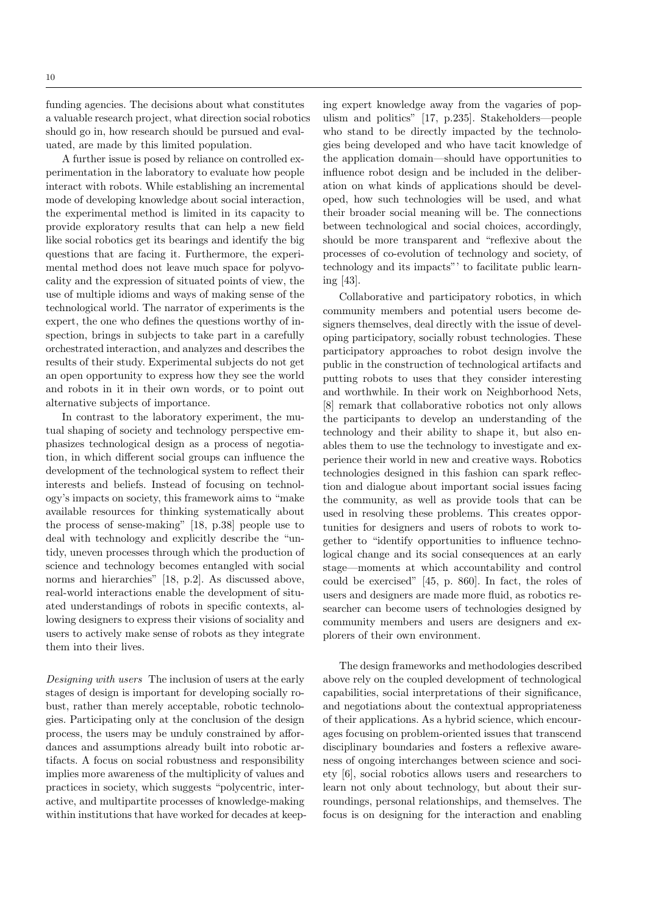funding agencies. The decisions about what constitutes a valuable research project, what direction social robotics should go in, how research should be pursued and evaluated, are made by this limited population.

A further issue is posed by reliance on controlled experimentation in the laboratory to evaluate how people interact with robots. While establishing an incremental mode of developing knowledge about social interaction, the experimental method is limited in its capacity to provide exploratory results that can help a new field like social robotics get its bearings and identify the big questions that are facing it. Furthermore, the experimental method does not leave much space for polyvocality and the expression of situated points of view, the use of multiple idioms and ways of making sense of the technological world. The narrator of experiments is the expert, the one who defines the questions worthy of inspection, brings in subjects to take part in a carefully orchestrated interaction, and analyzes and describes the results of their study. Experimental subjects do not get an open opportunity to express how they see the world and robots in it in their own words, or to point out alternative subjects of importance.

In contrast to the laboratory experiment, the mutual shaping of society and technology perspective emphasizes technological design as a process of negotiation, in which different social groups can influence the development of the technological system to reflect their interests and beliefs. Instead of focusing on technology's impacts on society, this framework aims to "make available resources for thinking systematically about the process of sense-making" [18, p.38] people use to deal with technology and explicitly describe the "untidy, uneven processes through which the production of science and technology becomes entangled with social norms and hierarchies" [18, p.2]. As discussed above, real-world interactions enable the development of situated understandings of robots in specific contexts, allowing designers to express their visions of sociality and users to actively make sense of robots as they integrate them into their lives.

*Designing with users* The inclusion of users at the early stages of design is important for developing socially robust, rather than merely acceptable, robotic technologies. Participating only at the conclusion of the design process, the users may be unduly constrained by affordances and assumptions already built into robotic artifacts. A focus on social robustness and responsibility implies more awareness of the multiplicity of values and practices in society, which suggests "polycentric, interactive, and multipartite processes of knowledge-making within institutions that have worked for decades at keeping expert knowledge away from the vagaries of populism and politics" [17, p.235]. Stakeholders—people who stand to be directly impacted by the technologies being developed and who have tacit knowledge of the application domain—should have opportunities to influence robot design and be included in the deliberation on what kinds of applications should be developed, how such technologies will be used, and what their broader social meaning will be. The connections between technological and social choices, accordingly, should be more transparent and "reflexive about the processes of co-evolution of technology and society, of technology and its impacts"' to facilitate public learning [43].

Collaborative and participatory robotics, in which community members and potential users become designers themselves, deal directly with the issue of developing participatory, socially robust technologies. These participatory approaches to robot design involve the public in the construction of technological artifacts and putting robots to uses that they consider interesting and worthwhile. In their work on Neighborhood Nets, [8] remark that collaborative robotics not only allows the participants to develop an understanding of the technology and their ability to shape it, but also enables them to use the technology to investigate and experience their world in new and creative ways. Robotics technologies designed in this fashion can spark reflection and dialogue about important social issues facing the community, as well as provide tools that can be used in resolving these problems. This creates opportunities for designers and users of robots to work together to "identify opportunities to influence technological change and its social consequences at an early stage—moments at which accountability and control could be exercised" [45, p. 860]. In fact, the roles of users and designers are made more fluid, as robotics researcher can become users of technologies designed by community members and users are designers and explorers of their own environment.

The design frameworks and methodologies described above rely on the coupled development of technological capabilities, social interpretations of their significance, and negotiations about the contextual appropriateness of their applications. As a hybrid science, which encourages focusing on problem-oriented issues that transcend disciplinary boundaries and fosters a reflexive awareness of ongoing interchanges between science and society [6], social robotics allows users and researchers to learn not only about technology, but about their surroundings, personal relationships, and themselves. The focus is on designing for the interaction and enabling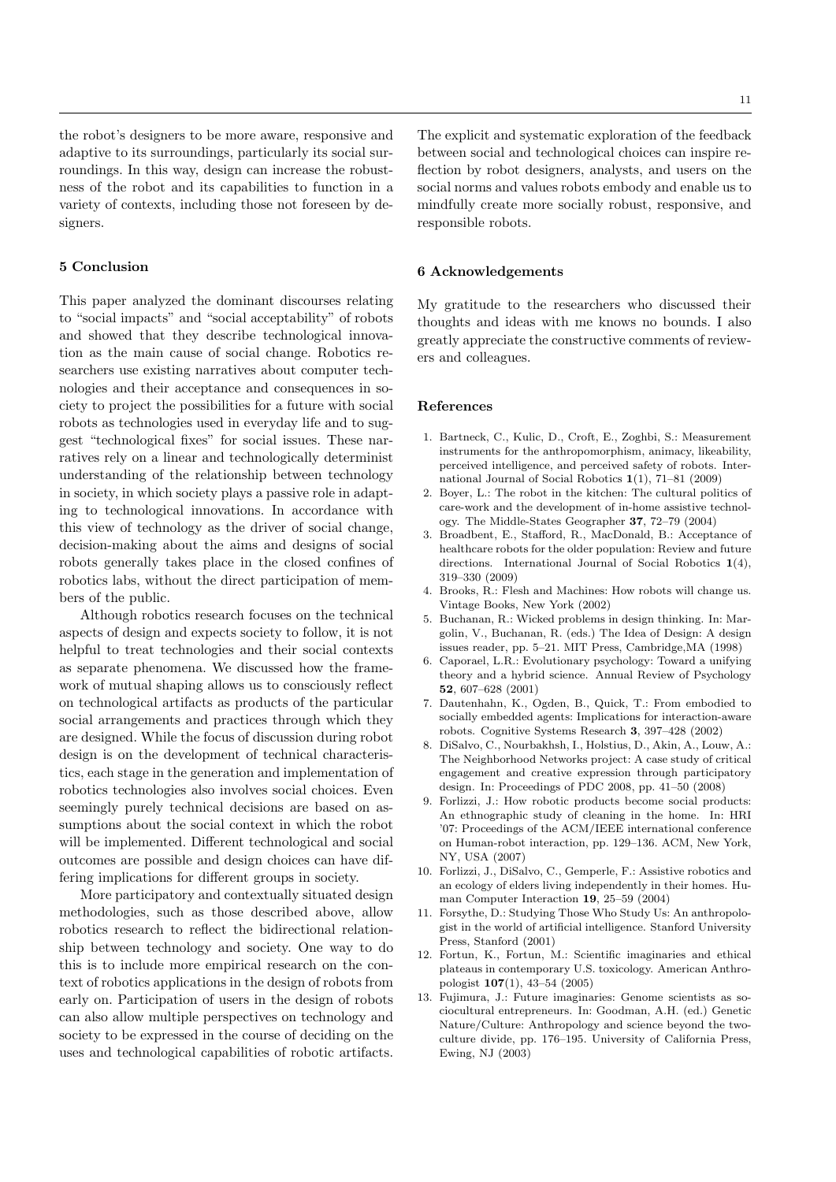the robot's designers to be more aware, responsive and adaptive to its surroundings, particularly its social surroundings. In this way, design can increase the robustness of the robot and its capabilities to function in a variety of contexts, including those not foreseen by designers.

## 5 Conclusion

This paper analyzed the dominant discourses relating to "social impacts" and "social acceptability" of robots and showed that they describe technological innovation as the main cause of social change. Robotics researchers use existing narratives about computer technologies and their acceptance and consequences in society to project the possibilities for a future with social robots as technologies used in everyday life and to suggest "technological fixes" for social issues. These narratives rely on a linear and technologically determinist understanding of the relationship between technology in society, in which society plays a passive role in adapting to technological innovations. In accordance with this view of technology as the driver of social change, decision-making about the aims and designs of social robots generally takes place in the closed confines of robotics labs, without the direct participation of members of the public.

Although robotics research focuses on the technical aspects of design and expects society to follow, it is not helpful to treat technologies and their social contexts as separate phenomena. We discussed how the framework of mutual shaping allows us to consciously reflect on technological artifacts as products of the particular social arrangements and practices through which they are designed. While the focus of discussion during robot design is on the development of technical characteristics, each stage in the generation and implementation of robotics technologies also involves social choices. Even seemingly purely technical decisions are based on assumptions about the social context in which the robot will be implemented. Different technological and social outcomes are possible and design choices can have differing implications for different groups in society.

More participatory and contextually situated design methodologies, such as those described above, allow robotics research to reflect the bidirectional relationship between technology and society. One way to do this is to include more empirical research on the context of robotics applications in the design of robots from early on. Participation of users in the design of robots can also allow multiple perspectives on technology and society to be expressed in the course of deciding on the uses and technological capabilities of robotic artifacts. The explicit and systematic exploration of the feedback between social and technological choices can inspire reflection by robot designers, analysts, and users on the social norms and values robots embody and enable us to mindfully create more socially robust, responsive, and responsible robots.

## 6 Acknowledgements

My gratitude to the researchers who discussed their thoughts and ideas with me knows no bounds. I also greatly appreciate the constructive comments of reviewers and colleagues.

## References

1. Bartneck, C., Kulic, D., Croft, E., Zoghbi, S.: Measurement instruments for the anthropomorphism, animacy, likeability, perceived intelligence, and perceived safety of robots. International Journal of Social Robotics **1**(1), 71–81 (2009)
2. Boyer, L.: The robot in the kitchen: The cultural politics of care-work and the development of in-home assistive technology. The Middle-States Geographer **37**, 72–79 (2004)
3. Broadbent, E., Stafford, R., MacDonald, B.: Acceptance of healthcare robots for the older population: Review and future directions. International Journal of Social Robotics **1**(4), 319–330 (2009)
4. Brooks, R.: Flesh and Machines: How robots will change us. Vintage Books, New York (2002)
5. Buchanan, R.: Wicked problems in design thinking. In: Margolin, V., Buchanan, R. (eds.) The Idea of Design: A design issues reader, pp. 5–21. MIT Press, Cambridge,MA (1998)
6. Caporael, L.R.: Evolutionary psychology: Toward a unifying theory and a hybrid science. Annual Review of Psychology **52**, 607–628 (2001)
7. Dautenhahn, K., Ogden, B., Quick, T.: From embodied to socially embedded agents: Implications for interaction-aware robots. Cognitive Systems Research **3**, 397–428 (2002)
8. DiSalvo, C., Nourbakhsh, I., Holstius, D., Akin, A., Louw, A.: The Neighborhood Networks project: A case study of critical engagement and creative expression through participatory design. In: Proceedings of PDC 2008, pp. 41–50 (2008)
9. Forlizzi, J.: How robotic products become social products: An ethnographic study of cleaning in the home. In: HRI '07: Proceedings of the ACM/IEEE international conference on Human-robot interaction, pp. 129–136. ACM, New York, NY, USA (2007)
10. Forlizzi, J., DiSalvo, C., Gemperle, F.: Assistive robotics and an ecology of elders living independently in their homes. Human Computer Interaction **19**, 25–59 (2004)
11. Forsythe, D.: Studying Those Who Study Us: An anthropologist in the world of artificial intelligence. Stanford University Press, Stanford (2001)
12. Fortun, K., Fortun, M.: Scientific imaginaries and ethical plateaus in contemporary U.S. toxicology. American Anthropologist **107**(1), 43–54 (2005)
13. Fujimura, J.: Future imaginaries: Genome scientists as sociocultural entrepreneurs. In: Goodman, A.H. (ed.) Genetic Nature/Culture: Anthropology and science beyond the two-culture divide, pp. 176–195. University of California Press, Ewing, NJ (2003)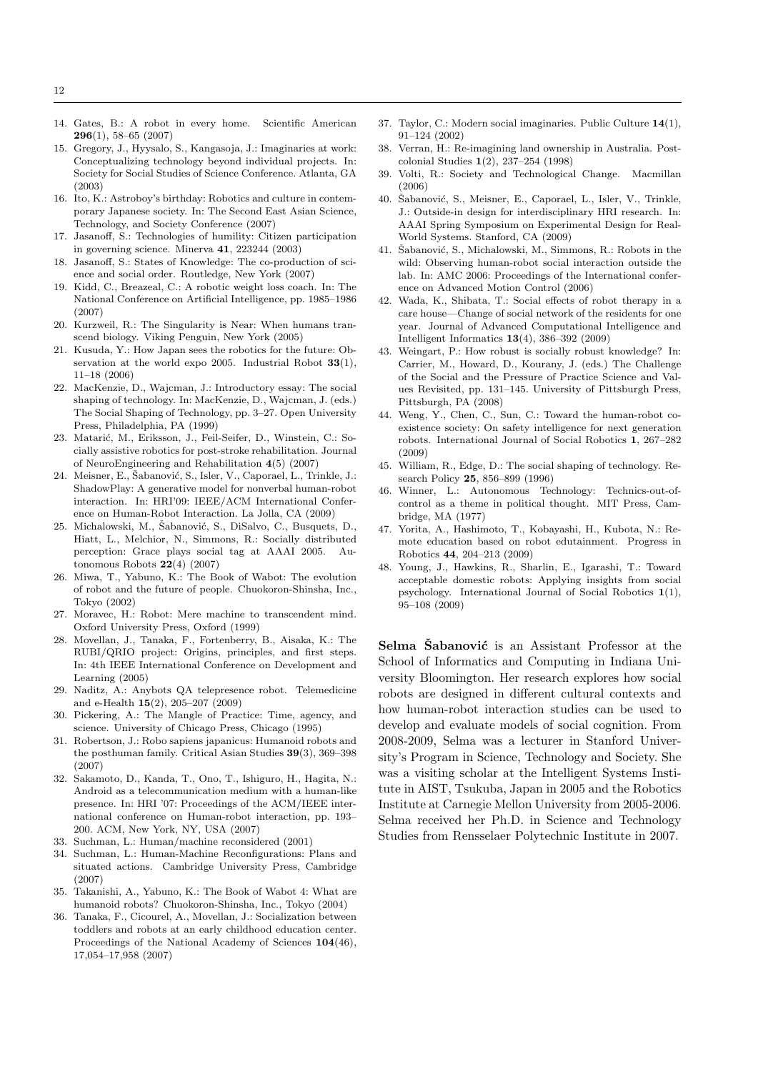14. Gates, B.: A robot in every home. Scientific American **296**(1), 58–65 (2007)
15. Gregory, J., Hyysalo, S., Kangasoja, J.: Imaginaries at work: Conceptualizing technology beyond individual projects. In: Society for Social Studies of Science Conference. Atlanta, GA (2003)
16. Ito, K.: Astroboy's birthday: Robotics and culture in contemporary Japanese society. In: The Second East Asian Science, Technology, and Society Conference (2007)
17. Jasanoff, S.: Technologies of humility: Citizen participation in governing science. Minerva **41**, 223244 (2003)
18. Jasanoff, S.: States of Knowledge: The co-production of science and social order. Routledge, New York (2007)
19. Kidd, C., Breazeal, C.: A robotic weight loss coach. In: The National Conference on Artificial Intelligence, pp. 1985–1986 (2007)
20. Kurzweil, R.: The Singularity is Near: When humans transcend biology. Viking Penguin, New York (2005)
21. Kusuda, Y.: How Japan sees the robotics for the future: Observation at the world expo 2005. Industrial Robot **33**(1), 11–18 (2006)
22. MacKenzie, D., Wajcman, J.: Introductory essay: The social shaping of technology. In: MacKenzie, D., Wajcman, J. (eds.) The Social Shaping of Technology, pp. 3–27. Open University Press, Philadelphia, PA (1999)
23. Matarić, M., Eriksson, J., Feil-Seifer, D., Winstein, C.: Socially assistive robotics for post-stroke rehabilitation. Journal of NeuroEngineering and Rehabilitation **4**(5) (2007)
24. Meisner, E., Šabanović, S., Isler, V., Caporael, L., Trinkle, J.: ShadowPlay: A generative model for nonverbal human-robot interaction. In: HRI'09: IEEE/ACM International Conference on Human-Robot Interaction. La Jolla, CA (2009)
25. Michalowski, M., Šabanović, S., DiSalvo, C., Busquets, D., Hiatt, L., Melchior, N., Simmons, R.: Socially distributed perception: Grace plays social tag at AAAI 2005. Autonomous Robots **22**(4) (2007)
26. Miwa, T., Yabuno, K.: The Book of Wabot: The evolution of robot and the future of people. Chuokoron-Shinsha, Inc., Tokyo (2002)
27. Moravec, H.: Robot: Mere machine to transcendent mind. Oxford University Press, Oxford (1999)
28. Movellan, J., Tanaka, F., Fortenberry, B., Aisaka, K.: The RUBI/QRIO project: Origins, principles, and first steps. In: 4th IEEE International Conference on Development and Learning (2005)
29. Naditz, A.: Anybots QA telepresence robot. Telemedicine and e-Health **15**(2), 205–207 (2009)
30. Pickering, A.: The Mangle of Practice: Time, agency, and science. University of Chicago Press, Chicago (1995)
31. Robertson, J.: Robo sapiens japanicus: Humanoid robots and the posthuman family. Critical Asian Studies **39**(3), 369–398 (2007)
32. Sakamoto, D., Kanda, T., Ono, T., Ishiguro, H., Hagita, N.: Android as a telecommunication medium with a human-like presence. In: HRI '07: Proceedings of the ACM/IEEE international conference on Human-robot interaction, pp. 193–200. ACM, New York, NY, USA (2007)
33. Suchman, L.: Human/machine reconsidered (2001)
34. Suchman, L.: Human-Machine Reconfigurations: Plans and situated actions. Cambridge University Press, Cambridge (2007)
35. Takanishi, A., Yabuno, K.: The Book of Wabot 4: What are humanoid robots? Chuokoron-Shinsha, Inc., Tokyo (2004)
36. Tanaka, F., Cicourel, A., Movellan, J.: Socialization between toddlers and robots at an early childhood education center. Proceedings of the National Academy of Sciences **104**(46), 17,054–17,958 (2007)
37. Taylor, C.: Modern social imaginaries. Public Culture **14**(1), 91–124 (2002)
38. Verran, H.: Re-imagining land ownership in Australia. Postcolonial Studies **1**(2), 237–254 (1998)
39. Volti, R.: Society and Technological Change. Macmillan (2006)
40. Šabanović, S., Meisner, E., Caporael, L., Isler, V., Trinkle, J.: Outside-in design for interdisciplinary HRI research. In: AAAI Spring Symposium on Experimental Design for Real-World Systems. Stanford, CA (2009)
41. Šabanović, S., Michalowski, M., Simmons, R.: Robots in the wild: Observing human-robot social interaction outside the lab. In: AMC 2006: Proceedings of the International conference on Advanced Motion Control (2006)
42. Wada, K., Shibata, T.: Social effects of robot therapy in a care house—Change of social network of the residents for one year. Journal of Advanced Computational Intelligence and Intelligent Informatics **13**(4), 386–392 (2009)
43. Weingart, P.: How robust is socially robust knowledge? In: Carrier, M., Howard, D., Kourany, J. (eds.) The Challenge of the Social and the Pressure of Practice Science and Values Revisited, pp. 131–145. University of Pittsburgh Press, Pittsburgh, PA (2008)
44. Weng, Y., Chen, C., Sun, C.: Toward the human-robot coexistence society: On safety intelligence for next generation robots. International Journal of Social Robotics **1**, 267–282 (2009)
45. William, R., Edge, D.: The social shaping of technology. Research Policy **25**, 856–899 (1996)
46. Winner, L.: Autonomous Technology: Technics-out-of-control as a theme in political thought. MIT Press, Cambridge, MA (1977)
47. Yorita, A., Hashimoto, T., Kobayashi, H., Kubota, N.: Remote education based on robot edutainment. Progress in Robotics **44**, 204–213 (2009)
48. Young, J., Hawkins, R., Sharlin, E., Igarashi, T.: Toward acceptable domestic robots: Applying insights from social psychology. International Journal of Social Robotics **1**(1), 95–108 (2009)

**Selma Šabanović** is an Assistant Professor at the School of Informatics and Computing in Indiana University Bloomington. Her research explores how social robots are designed in different cultural contexts and how human-robot interaction studies can be used to develop and evaluate models of social cognition. From 2008-2009, Selma was a lecturer in Stanford University's Program in Science, Technology and Society. She was a visiting scholar at the Intelligent Systems Institute in AIST, Tsukuba, Japan in 2005 and the Robotics Institute at Carnegie Mellon University from 2005-2006. Selma received her Ph.D. in Science and Technology Studies from Rensselaer Polytechnic Institute in 2007.